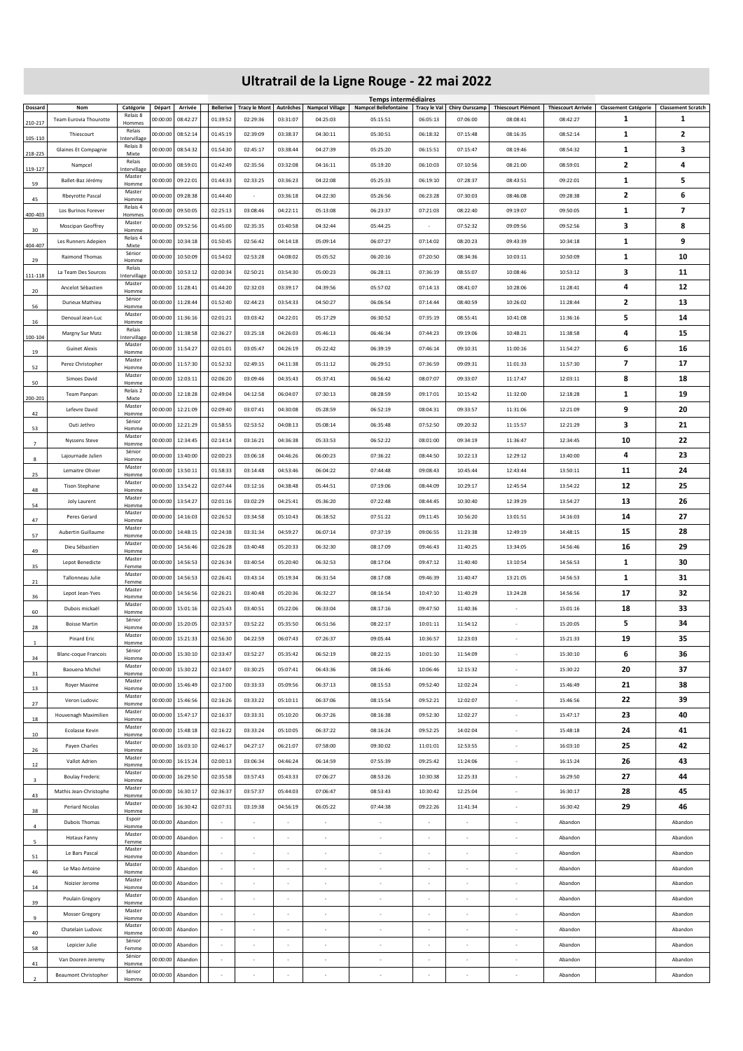# Ultratrail de la Ligne Rouge - 22 mai 2022

| Dossard | Nom | Catégorie | Départ | Arrivée | Temps intermédiaires | | | | | | | | | | Classement Catégorie | Classement Scratch |
|---|---|---|---|---|---|---|---|---|---|---|---|---|---|---|---|---|
| | | | | | Bellerive | Tracy le Mont | Autrêches | Nampcel Village | Nampcel Bellefontaine | Tracy le Val | Chiry Ourscamp | Thiescourt Plémont | Thiescourt Arrivée | | | |
| 210-217 | Team Eurovia Thourotte | Relais 8 Hommes | 00:00:00 | 08:42:27 | 01:39:52 | 02:29:36 | 03:31:07 | 04:25:03 | 05:15:51 | 06:05:13 | 07:06:00 | 08:08:41 | 08:42:27 | | 1 | 1 |
| 105-110 | Thiescourt | Relais Intervillage | 00:00:00 | 08:52:14 | 01:45:19 | 02:39:09 | 03:38:37 | 04:30:11 | 05:30:51 | 06:18:32 | 07:15:48 | 08:16:35 | 08:52:14 | | 1 | 2 |
| 218-225 | Glaines Et Compagnie | Relais 8 Mixte | 00:00:00 | 08:54:32 | 01:54:30 | 02:45:17 | 03:38:44 | 04:27:39 | 05:25:20 | 06:15:51 | 07:15:47 | 08:19:46 | 08:54:32 | | 1 | 3 |
| 119-127 | Nampcel | Relais Intervillage | 00:00:00 | 08:59:01 | 01:42:49 | 02:35:56 | 03:32:08 | 04:16:11 | 05:19:20 | 06:10:03 | 07:10:56 | 08:21:00 | 08:59:01 | | 2 | 4 |
| 59 | Ballet-Baz Jérémy | Master Homme | 00:00:00 | 09:22:01 | 01:44:33 | 02:33:25 | 03:36:23 | 04:22:08 | 05:25:33 | 06:19:10 | 07:28:37 | 08:43:51 | 09:22:01 | | 1 | 5 |
| 45 | Rbeyrotte Pascal | Master Homme | 00:00:00 | 09:28:38 | 01:44:40 | - | 03:36:18 | 04:22:30 | 05:26:56 | 06:23:28 | 07:30:03 | 08:46:08 | 09:28:38 | | 2 | 6 |
| 400-403 | Los Burinos Forever | Relais 4 Hommes | 00:00:00 | 09:50:05 | 02:25:13 | 03:08:46 | 04:22:11 | 05:13:08 | 06:23:37 | 07:21:03 | 08:22:40 | 09:19:07 | 09:50:05 | | 1 | 7 |
| 30 | Moscipan Geoffrey | Master Homme | 00:00:00 | 09:52:56 | 01:45:00 | 02:35:35 | 03:40:58 | 04:32:44 | 05:44:25 | - | 07:52:32 | 09:09:56 | 09:52:56 | | 3 | 8 |
| 404-407 | Les Runners Adepien | Relais 4 Mixte | 00:00:00 | 10:34:18 | 01:50:45 | 02:56:42 | 04:14:18 | 05:09:14 | 06:07:27 | 07:14:02 | 08:20:23 | 09:43:39 | 10:34:18 | | 1 | 9 |
| 29 | Raimond Thomas | Sénior Homme | 00:00:00 | 10:50:09 | 01:54:02 | 02:53:28 | 04:08:02 | 05:05:52 | 06:20:16 | 07:20:50 | 08:34:36 | 10:03:11 | 10:50:09 | | 1 | 10 |
| 111-118 | La Team Des Sources | Relais Intervillage | 00:00:00 | 10:53:12 | 02:00:34 | 02:50:21 | 03:54:30 | 05:00:23 | 06:28:11 | 07:36:19 | 08:55:07 | 10:08:46 | 10:53:12 | | 3 | 11 |
| 20 | Ancelot Sébastien | Master Homme | 00:00:00 | 11:28:41 | 01:44:20 | 02:32:03 | 03:39:17 | 04:39:56 | 05:57:02 | 07:14:13 | 08:41:07 | 10:28:06 | 11:28:41 | | 4 | 12 |
| 56 | Durieux Mathieu | Sénior Homme | 00:00:00 | 11:28:44 | 01:52:40 | 02:44:23 | 03:54:33 | 04:50:27 | 06:06:54 | 07:14:44 | 08:40:59 | 10:26:02 | 11:28:44 | | 2 | 13 |
| 16 | Denoual Jean-Luc | Master Homme | 00:00:00 | 11:36:16 | 02:01:21 | 03:03:42 | 04:22:01 | 05:17:29 | 06:30:52 | 07:35:19 | 08:55:41 | 10:41:08 | 11:36:16 | | 5 | 14 |
| 100-104 | Margny Sur Matz | Relais Intervillage | 00:00:00 | 11:38:58 | 02:36:27 | 03:25:18 | 04:26:03 | 05:46:13 | 06:46:34 | 07:44:23 | 09:19:06 | 10:48:21 | 11:38:58 | | 4 | 15 |
| 19 | Guinet Alexis | Master Homme | 00:00:00 | 11:54:27 | 02:01:01 | 03:05:47 | 04:26:19 | 05:22:42 | 06:39:19 | 07:46:14 | 09:10:31 | 11:00:16 | 11:54:27 | | 6 | 16 |
| 52 | Perez Christopher | Master Homme | 00:00:00 | 11:57:30 | 01:52:32 | 02:49:15 | 04:11:38 | 05:11:12 | 06:29:51 | 07:36:59 | 09:09:31 | 11:01:33 | 11:57:30 | | 7 | 17 |
| 50 | Simoes David | Master Homme | 00:00:00 | 12:03:11 | 02:06:20 | 03:09:46 | 04:35:43 | 05:37:41 | 06:56:42 | 08:07:07 | 09:33:07 | 11:17:47 | 12:03:11 | | 8 | 18 |
| 200-201 | Team Panpan | Relais 2 Mixte | 00:00:00 | 12:18:28 | 02:49:04 | 04:12:58 | 06:04:07 | 07:30:13 | 08:28:59 | 09:17:01 | 10:15:42 | 11:32:00 | 12:18:28 | | 1 | 19 |
| 42 | Lefevre David | Master Homme | 00:00:00 | 12:21:09 | 02:09:40 | 03:07:41 | 04:30:08 | 05:28:59 | 06:52:19 | 08:04:31 | 09:33:57 | 11:31:06 | 12:21:09 | | 9 | 20 |
| 53 | Outi Jethro | Sénior Homme | 00:00:00 | 12:21:29 | 01:58:55 | 02:53:52 | 04:08:13 | 05:08:14 | 06:35:48 | 07:52:50 | 09:20:32 | 11:15:57 | 12:21:29 | | 3 | 21 |
| 7 | Nyssens Steve | Master Homme | 00:00:00 | 12:34:45 | 02:14:14 | 03:16:21 | 04:36:38 | 05:33:53 | 06:52:22 | 08:01:00 | 09:34:19 | 11:36:47 | 12:34:45 | | 10 | 22 |
| 8 | Lajournade Julien | Sénior Homme | 00:00:00 | 13:40:00 | 02:00:23 | 03:06:18 | 04:46:26 | 06:00:23 | 07:36:22 | 08:44:50 | 10:22:13 | 12:29:12 | 13:40:00 | | 4 | 23 |
| 25 | Lemaitre Olivier | Master Homme | 00:00:00 | 13:50:11 | 01:58:33 | 03:14:48 | 04:53:46 | 06:04:22 | 07:44:48 | 09:08:43 | 10:45:44 | 12:43:44 | 13:50:11 | | 11 | 24 |
| 48 | Tison Stephane | Master Homme | 00:00:00 | 13:54:22 | 02:07:44 | 03:12:16 | 04:38:48 | 05:44:51 | 07:19:06 | 08:44:09 | 10:29:17 | 12:45:54 | 13:54:22 | | 12 | 25 |
| 54 | Joly Laurent | Master Homme | 00:00:00 | 13:54:27 | 02:01:16 | 03:02:29 | 04:25:41 | 05:36:20 | 07:22:48 | 08:44:45 | 10:30:40 | 12:39:29 | 13:54:27 | | 13 | 26 |
| 47 | Peres Gerard | Master Homme | 00:00:00 | 14:16:03 | 02:26:52 | 03:34:58 | 05:10:43 | 06:18:52 | 07:51:22 | 09:11:45 | 10:56:20 | 13:01:51 | 14:16:03 | | 14 | 27 |
| 57 | Aubertin Guillaume | Master Homme | 00:00:00 | 14:48:15 | 02:24:38 | 03:31:34 | 04:59:27 | 06:07:14 | 07:37:19 | 09:06:55 | 11:23:38 | 12:49:19 | 14:48:15 | | 15 | 28 |
| 49 | Dieu Sébastien | Master Homme | 00:00:00 | 14:56:46 | 02:26:28 | 03:40:48 | 05:20:33 | 06:32:30 | 08:17:09 | 09:46:43 | 11:40:25 | 13:34:05 | 14:56:46 | | 16 | 29 |
| 35 | Lepot Benedicte | Master Femme | 00:00:00 | 14:56:53 | 02:26:34 | 03:40:54 | 05:20:40 | 06:32:53 | 08:17:04 | 09:47:12 | 11:40:40 | 13:10:54 | 14:56:53 | | 1 | 30 |
| 21 | Tallonneau Julie | Master Femme | 00:00:00 | 14:56:53 | 02:26:41 | 03:43:14 | 05:19:34 | 06:31:54 | 08:17:08 | 09:46:39 | 11:40:47 | 13:21:05 | 14:56:53 | | 1 | 31 |
| 36 | Lepot Jean-Yves | Master Homme | 00:00:00 | 14:56:56 | 02:26:21 | 03:40:48 | 05:20:36 | 06:32:27 | 08:16:54 | 10:47:10 | 11:40:29 | 13:24:28 | 14:56:56 | | 17 | 32 |
| 60 | Dubois mickaël | Master Homme | 00:00:00 | 15:01:16 | 02:25:43 | 03:40:51 | 05:22:06 | 06:33:04 | 08:17:16 | 09:47:50 | 11:40:36 | - | 15:01:16 | | 18 | 33 |
| 28 | Boisse Martin | Sénior Homme | 00:00:00 | 15:20:05 | 02:33:57 | 03:52:22 | 05:35:50 | 06:51:56 | 08:22:17 | 10:01:11 | 11:54:12 | - | 15:20:05 | | 5 | 34 |
| 1 | Pinard Eric | Master Homme | 00:00:00 | 15:21:33 | 02:56:30 | 04:22:59 | 06:07:43 | 07:26:37 | 09:05:44 | 10:36:57 | 12:23:03 | - | 15:21:33 | | 19 | 35 |
| 34 | Blanc-coque Francois | Sénior Homme | 00:00:00 | 15:30:10 | 02:33:47 | 03:52:27 | 05:35:42 | 06:52:19 | 08:22:15 | 10:01:10 | 11:54:09 | - | 15:30:10 | | 6 | 36 |
| 31 | Baouena Michel | Master Homme | 00:00:00 | 15:30:22 | 02:14:07 | 03:30:25 | 05:07:41 | 06:43:36 | 08:16:46 | 10:06:46 | 12:15:32 | - | 15:30:22 | | 20 | 37 |
| 13 | Royer Maxime | Master Homme | 00:00:00 | 15:46:49 | 02:17:00 | 03:33:33 | 05:09:56 | 06:37:13 | 08:15:53 | 09:52:40 | 12:02:24 | - | 15:46:49 | | 21 | 38 |
| 27 | Veron Ludovic | Master Homme | 00:00:00 | 15:46:56 | 02:16:26 | 03:33:22 | 05:10:11 | 06:37:06 | 08:15:54 | 09:52:21 | 12:02:07 | - | 15:46:56 | | 22 | 39 |
| 18 | Houvenagh Maximilien | Master Homme | 00:00:00 | 15:47:17 | 02:16:37 | 03:33:31 | 05:10:20 | 06:37:26 | 08:16:38 | 09:52:30 | 12:02:27 | - | 15:47:17 | | 23 | 40 |
| 10 | Ecolasse Kevin | Master Homme | 00:00:00 | 15:48:18 | 02:16:22 | 03:33:24 | 05:10:05 | 06:37:22 | 08:16:24 | 09:52:25 | 14:02:04 | - | 15:48:18 | | 24 | 41 |
| 26 | Payen Charles | Master Homme | 00:00:00 | 16:03:10 | 02:46:17 | 04:27:17 | 06:21:07 | 07:58:00 | 09:30:02 | 11:01:01 | 12:53:55 | - | 16:03:10 | | 25 | 42 |
| 12 | Vallot Adrien | Master Homme | 00:00:00 | 16:15:24 | 02:00:13 | 03:06:34 | 04:46:24 | 06:14:59 | 07:55:39 | 09:25:42 | 11:24:06 | - | 16:15:24 | | 26 | 43 |
| 3 | Boulay Frederic | Master Homme | 00:00:00 | 16:29:50 | 02:35:58 | 03:57:43 | 05:43:33 | 07:06:27 | 08:53:26 | 10:30:38 | 12:25:33 | - | 16:29:50 | | 27 | 44 |
| 43 | Mathis Jean-Christophe | Master Homme | 00:00:00 | 16:30:17 | 02:36:37 | 03:57:37 | 05:44:03 | 07:06:47 | 08:53:43 | 10:30:42 | 12:25:04 | - | 16:30:17 | | 28 | 45 |
| 38 | Periard Nicolas | Master Homme | 00:00:00 | 16:30:42 | 02:07:31 | 03:19:38 | 04:56:19 | 06:05:22 | 07:44:38 | 09:22:26 | 11:41:34 | - | 16:30:42 | | 29 | 46 |
| 4 | Dubois Thomas | Espoir Homme | 00:00:00 | Abandon | - | - | - | - | - | - | - | - | Abandon | | | Abandon |
| 5 | Hotaux Fanny | Master Femme | 00:00:00 | Abandon | - | - | - | - | - | - | - | - | Abandon | | | Abandon |
| 51 | Le Bars Pascal | Master Homme | 00:00:00 | Abandon | - | - | - | - | - | - | - | - | Abandon | | | Abandon |
| 46 | Le Mao Antoine | Master Homme | 00:00:00 | Abandon | - | - | - | - | - | - | - | - | Abandon | | | Abandon |
| 14 | Noizier Jerome | Master Homme | 00:00:00 | Abandon | - | - | - | - | - | - | - | - | Abandon | | | Abandon |
| 39 | Poulain Gregory | Master Homme | 00:00:00 | Abandon | - | - | - | - | - | - | - | - | Abandon | | | Abandon |
| 9 | Mosser Gregory | Master Homme | 00:00:00 | Abandon | - | - | - | - | - | - | - | - | Abandon | | | Abandon |
| 40 | Chatelain Ludovic | Master Homme | 00:00:00 | Abandon | - | - | - | - | - | - | - | - | Abandon | | | Abandon |
| 58 | Lepicier Julie | Sénior Femme | 00:00:00 | Abandon | - | - | - | - | - | - | - | - | Abandon | | | Abandon |
| 41 | Van Dooren Jeremy | Sénior Homme | 00:00:00 | Abandon | - | - | - | - | - | - | - | - | Abandon | | | Abandon |
| 2 | Beaumont Christopher | Sénior Homme | 00:00:00 | Abandon | - | - | - | - | - | - | - | - | Abandon | | | Abandon |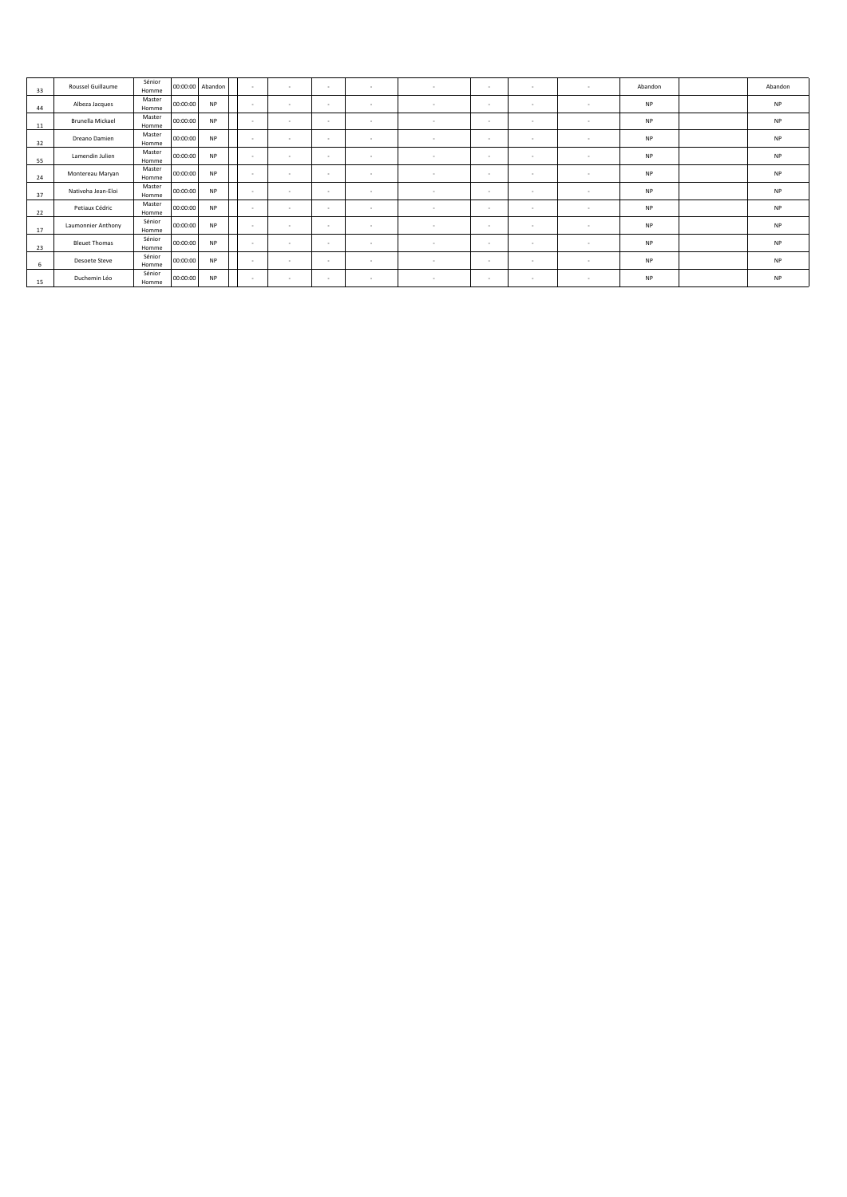| | | | | | | | | | | | | | | | | |
|---|---|---|---|---|---|---|---|---|---|---|---|---|---|---|---|---|
| 33 | Roussel Guillaume | Sénior Homme | 00:00:00 | Abandon | | - | - | - | - | - | - | - | - | Abandon | | Abandon |
| 44 | Albeza Jacques | Master Homme | 00:00:00 | NP | | - | - | - | - | - | - | - | - | NP | | NP |
| 11 | Brunella Mickael | Master Homme | 00:00:00 | NP | | - | - | - | - | - | - | - | - | NP | | NP |
| 32 | Dreano Damien | Master Homme | 00:00:00 | NP | | - | - | - | - | - | - | - | - | NP | | NP |
| 55 | Lamendin Julien | Master Homme | 00:00:00 | NP | | - | - | - | - | - | - | - | - | NP | | NP |
| 24 | Montereau Maryan | Master Homme | 00:00:00 | NP | | - | - | - | - | - | - | - | - | NP | | NP |
| 37 | Nativoha Jean-Eloi | Master Homme | 00:00:00 | NP | | - | - | - | - | - | - | - | - | NP | | NP |
| 22 | Petiaux Cédric | Master Homme | 00:00:00 | NP | | - | - | - | - | - | - | - | - | NP | | NP |
| 17 | Laumonnier Anthony | Sénior Homme | 00:00:00 | NP | | - | - | - | - | - | - | - | - | NP | | NP |
| 23 | Bleuet Thomas | Sénior Homme | 00:00:00 | NP | | - | - | - | - | - | - | - | - | NP | | NP |
| 6 | Desoete Steve | Sénior Homme | 00:00:00 | NP | | - | - | - | - | - | - | - | - | NP | | NP |
| 15 | Duchemin Léo | Sénior Homme | 00:00:00 | NP | | - | - | - | - | - | - | - | - | NP | | NP |